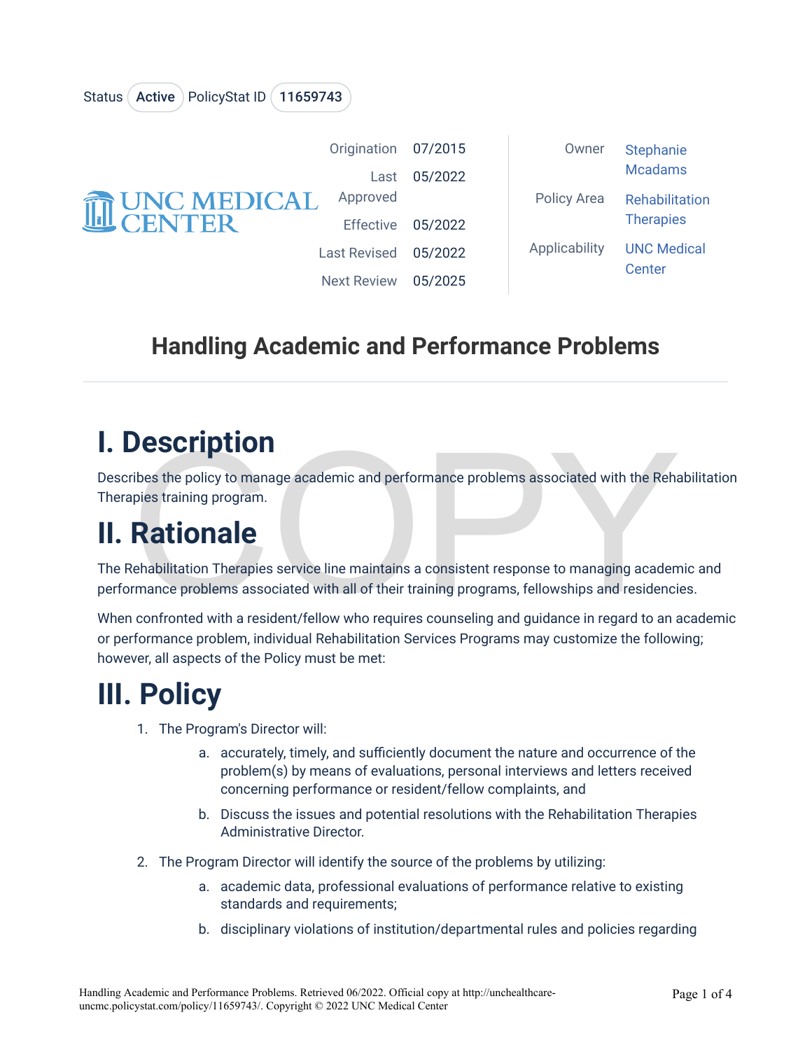Status Active PolicyStat ID 11659743

| | | | |
|---|---|---|---|
| Origination | 07/2015 | Owner | Stephanie Mcadams |
| Last Approved | 05/2022 | Policy Area | Rehabilitation Therapies |
| Effective | 05/2022 | Applicability | UNC Medical Center |
| Last Revised | 05/2022 | | |
| Next Review | 05/2025 | | |

# Handling Academic and Performance Problems

## I. Description

Describes the policy to manage academic and performance problems associated with the Rehabilitation Therapies training program.

## II. Rationale

The Rehabilitation Therapies service line maintains a consistent response to managing academic and performance problems associated with all of their training programs, fellowships and residencies.

When confronted with a resident/fellow who requires counseling and guidance in regard to an academic or performance problem, individual Rehabilitation Services Programs may customize the following; however, all aspects of the Policy must be met:

## III. Policy

1. The Program's Director will:
   a. accurately, timely, and sufficiently document the nature and occurrence of the problem(s) by means of evaluations, personal interviews and letters received concerning performance or resident/fellow complaints, and
   b. Discuss the issues and potential resolutions with the Rehabilitation Therapies Administrative Director.
2. The Program Director will identify the source of the problems by utilizing:
   a. academic data, professional evaluations of performance relative to existing standards and requirements;
   b. disciplinary violations of institution/departmental rules and policies regarding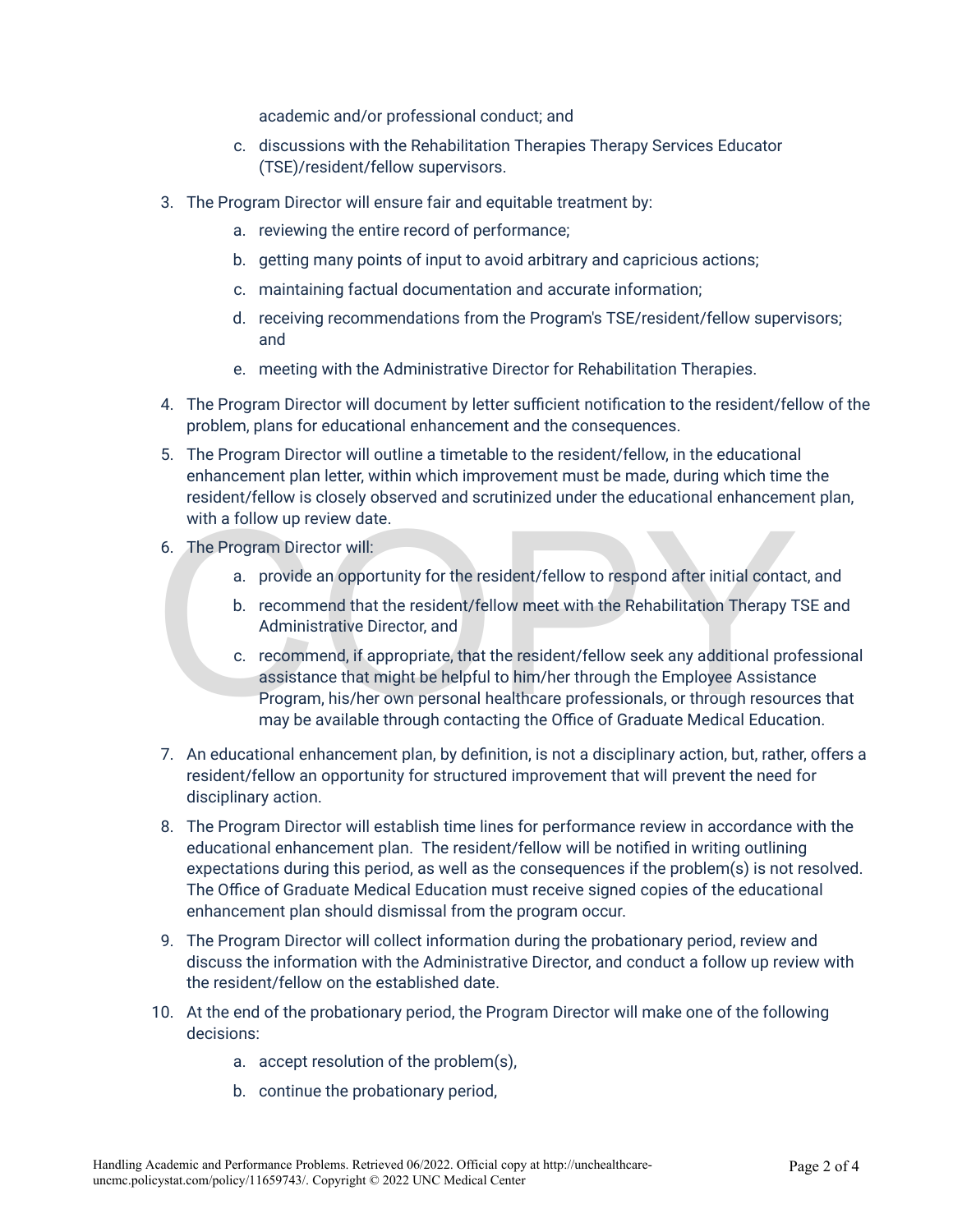academic and/or professional conduct; and

   c. discussions with the Rehabilitation Therapies Therapy Services Educator (TSE)/resident/fellow supervisors.

3. The Program Director will ensure fair and equitable treatment by:
   a. reviewing the entire record of performance;
   b. getting many points of input to avoid arbitrary and capricious actions;
   c. maintaining factual documentation and accurate information;
   d. receiving recommendations from the Program's TSE/resident/fellow supervisors; and
   e. meeting with the Administrative Director for Rehabilitation Therapies.
4. The Program Director will document by letter sufficient notification to the resident/fellow of the problem, plans for educational enhancement and the consequences.
5. The Program Director will outline a timetable to the resident/fellow, in the educational enhancement plan letter, within which improvement must be made, during which time the resident/fellow is closely observed and scrutinized under the educational enhancement plan, with a follow up review date.
6. The Program Director will:
   a. provide an opportunity for the resident/fellow to respond after initial contact, and
   b. recommend that the resident/fellow meet with the Rehabilitation Therapy TSE and Administrative Director, and
   c. recommend, if appropriate, that the resident/fellow seek any additional professional assistance that might be helpful to him/her through the Employee Assistance Program, his/her own personal healthcare professionals, or through resources that may be available through contacting the Office of Graduate Medical Education.
7. An educational enhancement plan, by definition, is not a disciplinary action, but, rather, offers a resident/fellow an opportunity for structured improvement that will prevent the need for disciplinary action.
8. The Program Director will establish time lines for performance review in accordance with the educational enhancement plan. The resident/fellow will be notified in writing outlining expectations during this period, as well as the consequences if the problem(s) is not resolved. The Office of Graduate Medical Education must receive signed copies of the educational enhancement plan should dismissal from the program occur.
9. The Program Director will collect information during the probationary period, review and discuss the information with the Administrative Director, and conduct a follow up review with the resident/fellow on the established date.
10. At the end of the probationary period, the Program Director will make one of the following decisions:
    a. accept resolution of the problem(s),
    b. continue the probationary period,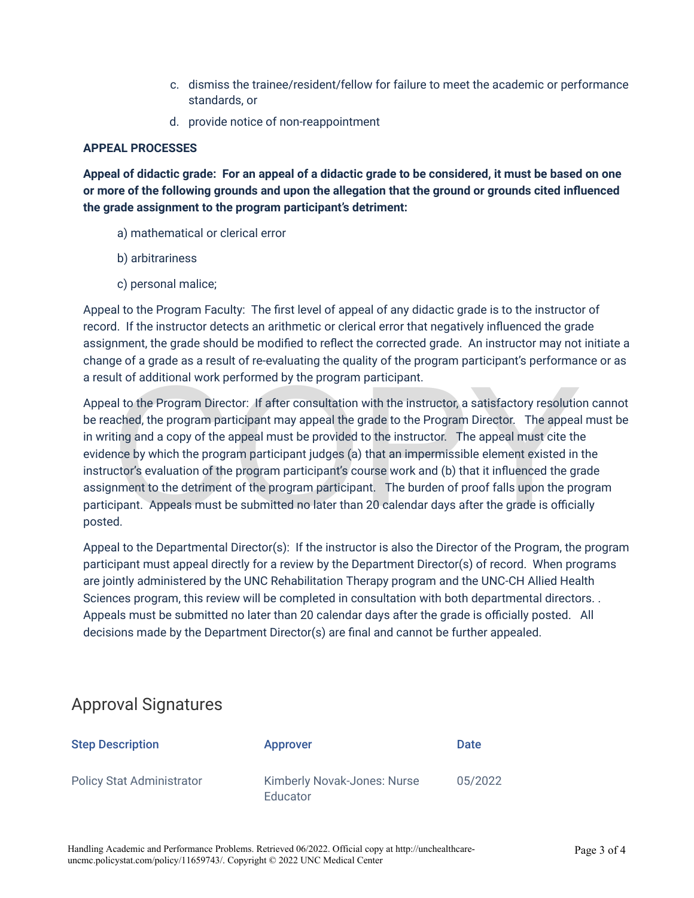c. dismiss the trainee/resident/fellow for failure to meet the academic or performance standards, or

d. provide notice of non-reappointment

**APPEAL PROCESSES**

**Appeal of didactic grade: For an appeal of a didactic grade to be considered, it must be based on one or more of the following grounds and upon the allegation that the ground or grounds cited influenced the grade assignment to the program participant's detriment:**

a) mathematical or clerical error

b) arbitrariness

c) personal malice;

Appeal to the Program Faculty: The first level of appeal of any didactic grade is to the instructor of record. If the instructor detects an arithmetic or clerical error that negatively influenced the grade assignment, the grade should be modified to reflect the corrected grade. An instructor may not initiate a change of a grade as a result of re-evaluating the quality of the program participant's performance or as a result of additional work performed by the program participant.

Appeal to the Program Director: If after consultation with the instructor, a satisfactory resolution cannot be reached, the program participant may appeal the grade to the Program Director. The appeal must be in writing and a copy of the appeal must be provided to the instructor. The appeal must cite the evidence by which the program participant judges (a) that an impermissible element existed in the instructor's evaluation of the program participant's course work and (b) that it influenced the grade assignment to the detriment of the program participant. The burden of proof falls upon the program participant. Appeals must be submitted no later than 20 calendar days after the grade is officially posted.

Appeal to the Departmental Director(s): If the instructor is also the Director of the Program, the program participant must appeal directly for a review by the Department Director(s) of record. When programs are jointly administered by the UNC Rehabilitation Therapy program and the UNC-CH Allied Health Sciences program, this review will be completed in consultation with both departmental directors. . Appeals must be submitted no later than 20 calendar days after the grade is officially posted. All decisions made by the Department Director(s) are final and cannot be further appealed.

## Approval Signatures

| Step Description | Approver | Date |
| --- | --- | --- |
| Policy Stat Administrator | Kimberly Novak-Jones: Nurse Educator | 05/2022 |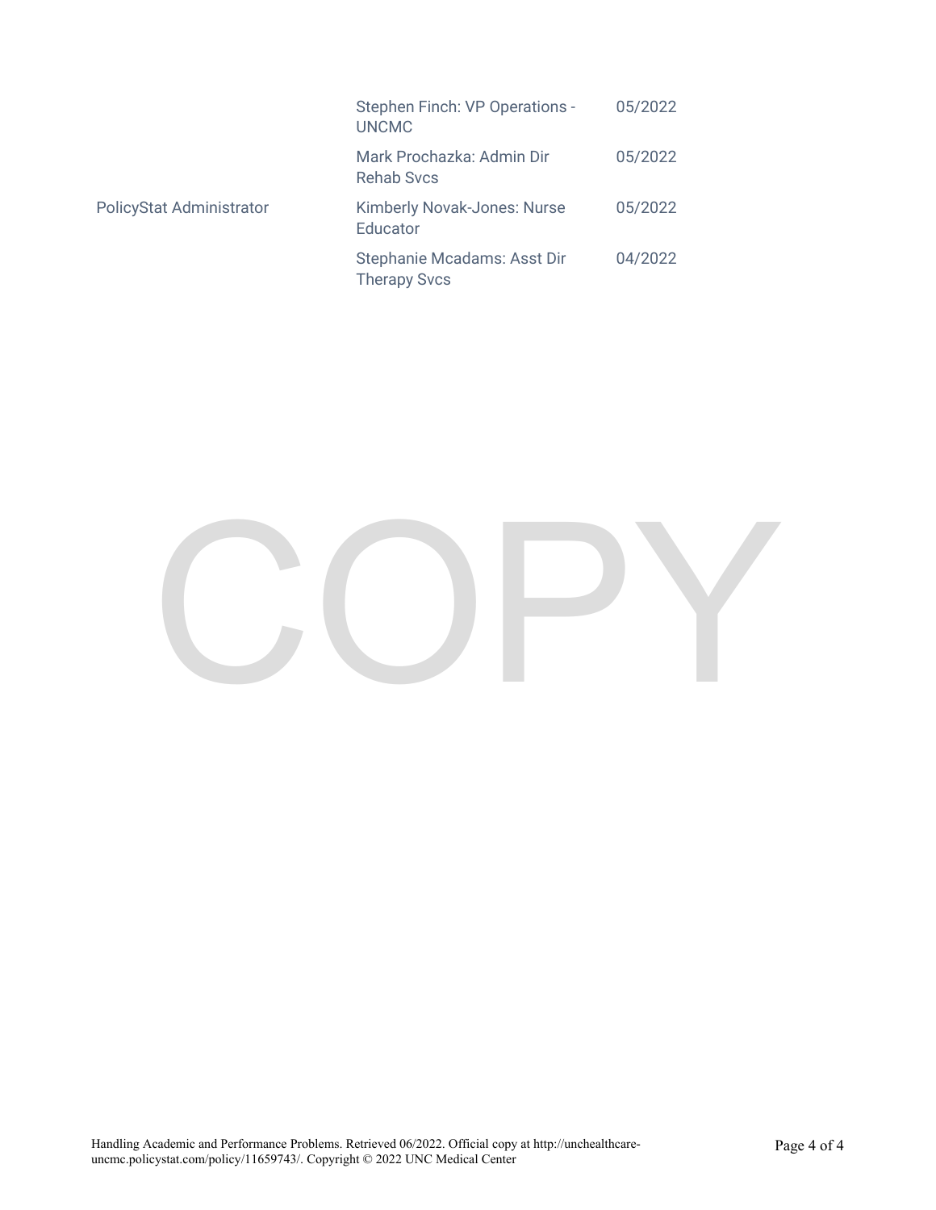| | | |
|---|---|---|
| | Stephen Finch: VP Operations - UNCMC | 05/2022 |
| | Mark Prochazka: Admin Dir Rehab Svcs | 05/2022 |
| PolicyStat Administrator | Kimberly Novak-Jones: Nurse Educator | 05/2022 |
| | Stephanie Mcadams: Asst Dir Therapy Svcs | 04/2022 |